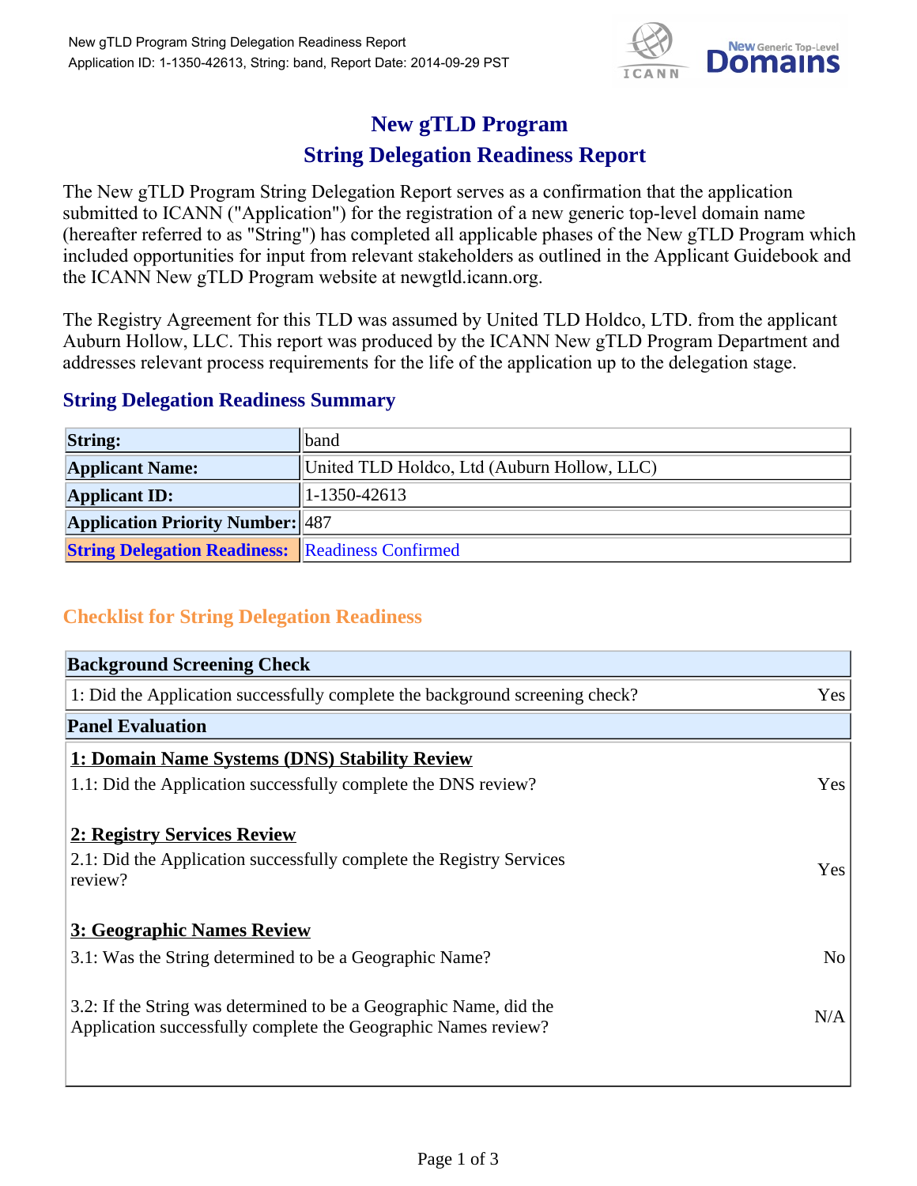# New gTLD Program
# String Delegation Readiness Report

The New gTLD Program String Delegation Report serves as a confirmation that the application submitted to ICANN ("Application") for the registration of a new generic top-level domain name (hereafter referred to as "String") has completed all applicable phases of the New gTLD Program which included opportunities for input from relevant stakeholders as outlined in the Applicant Guidebook and the ICANN New gTLD Program website at newgtld.icann.org.

The Registry Agreement for this TLD was assumed by United TLD Holdco, LTD. from the applicant Auburn Hollow, LLC. This report was produced by the ICANN New gTLD Program Department and addresses relevant process requirements for the life of the application up to the delegation stage.

## String Delegation Readiness Summary

| | |
|---|---|
| **String:** | band |
| **Applicant Name:** | United TLD Holdco, Ltd (Auburn Hollow, LLC) |
| **Applicant ID:** | 1-1350-42613 |
| **Application Priority Number:** | 487 |
| **String Delegation Readiness:** | Readiness Confirmed |

## Checklist for String Delegation Readiness

| **Background Screening Check** | |
|---|---|
| 1: Did the Application successfully complete the background screening check? | Yes |

| **Panel Evaluation** | |
|---|---|
| **1: Domain Name Systems (DNS) Stability Review** | |
| 1.1: Did the Application successfully complete the DNS review? | Yes |
| **2: Registry Services Review** | |
| 2.1: Did the Application successfully complete the Registry Services review? | Yes |
| **3: Geographic Names Review** | |
| 3.1: Was the String determined to be a Geographic Name? | No |
| 3.2: If the String was determined to be a Geographic Name, did the Application successfully complete the Geographic Names review? | N/A |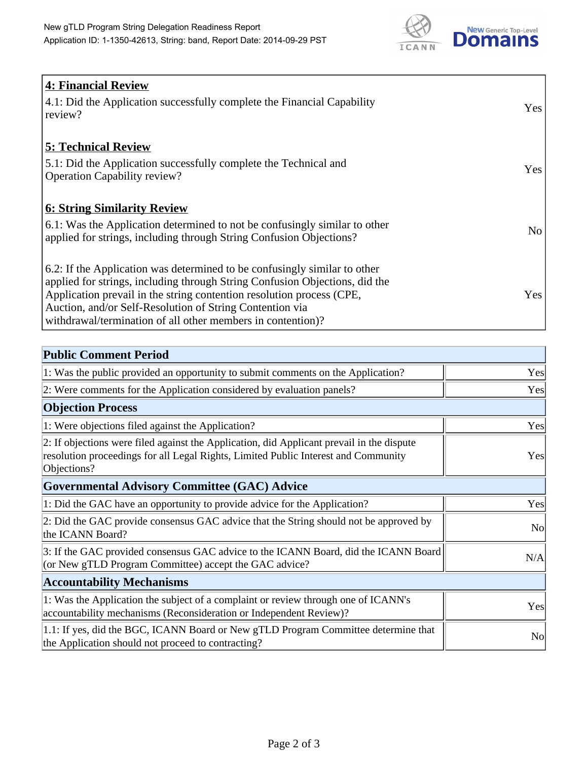| **4: Financial Review** | |
|---|---|
| 4.1: Did the Application successfully complete the Financial Capability review? | Yes |
| **5: Technical Review** | |
| 5.1: Did the Application successfully complete the Technical and Operation Capability review? | Yes |
| **6: String Similarity Review** | |
| 6.1: Was the Application determined to not be confusingly similar to other applied for strings, including through String Confusion Objections? | No |
| 6.2: If the Application was determined to be confusingly similar to other applied for strings, including through String Confusion Objections, did the Application prevail in the string contention resolution process (CPE, Auction, and/or Self-Resolution of String Contention via withdrawal/termination of all other members in contention)? | Yes |

| **Public Comment Period** | |
|---|---|
| 1: Was the public provided an opportunity to submit comments on the Application? | Yes |
| 2: Were comments for the Application considered by evaluation panels? | Yes |
| **Objection Process** | |
| 1: Were objections filed against the Application? | Yes |
| 2: If objections were filed against the Application, did Applicant prevail in the dispute resolution proceedings for all Legal Rights, Limited Public Interest and Community Objections? | Yes |
| **Governmental Advisory Committee (GAC) Advice** | |
| 1: Did the GAC have an opportunity to provide advice for the Application? | Yes |
| 2: Did the GAC provide consensus GAC advice that the String should not be approved by the ICANN Board? | No |
| 3: If the GAC provided consensus GAC advice to the ICANN Board, did the ICANN Board (or New gTLD Program Committee) accept the GAC advice? | N/A |
| **Accountability Mechanisms** | |
| 1: Was the Application the subject of a complaint or review through one of ICANN's accountability mechanisms (Reconsideration or Independent Review)? | Yes |
| 1.1: If yes, did the BGC, ICANN Board or New gTLD Program Committee determine that the Application should not proceed to contracting? | No |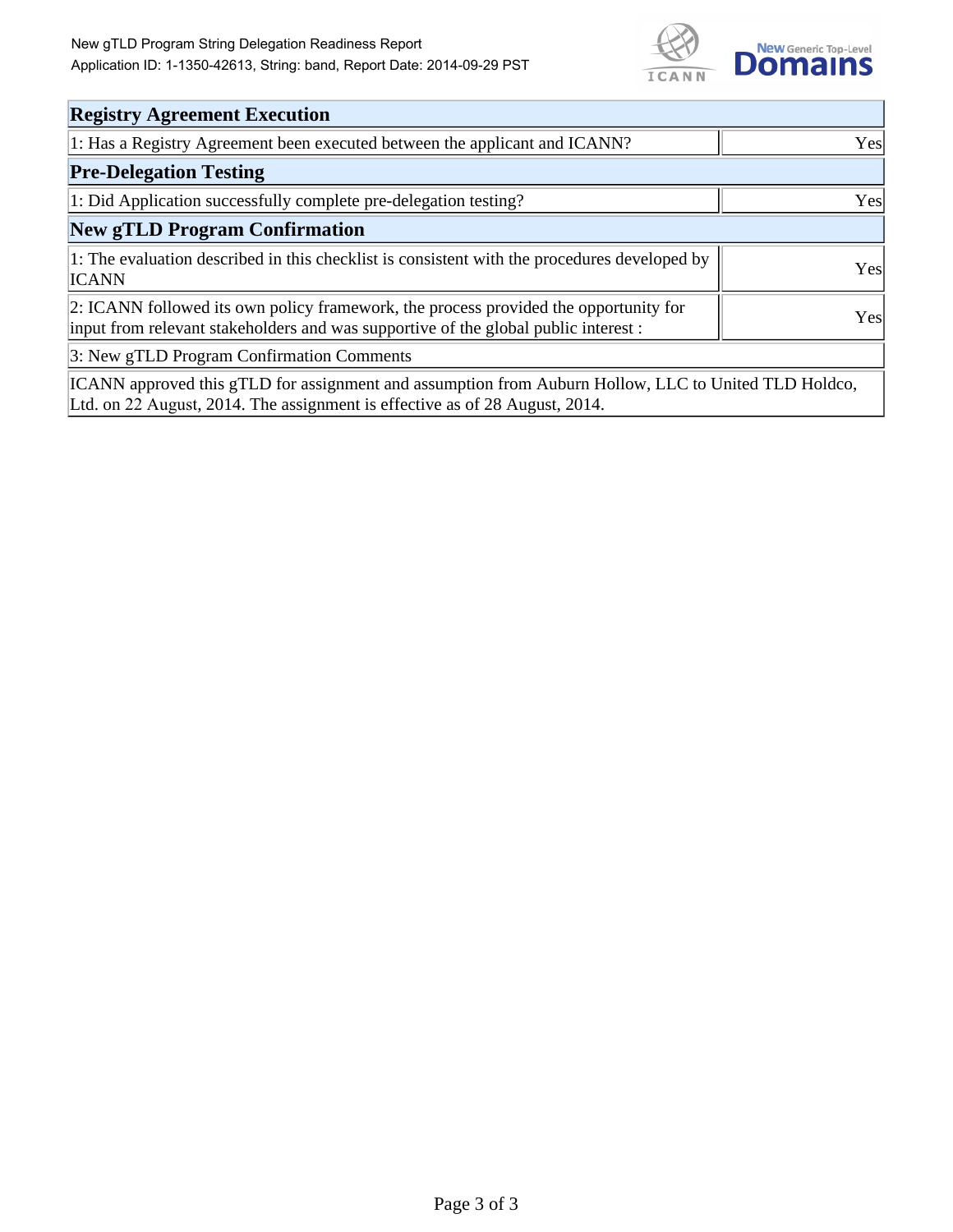## Registry Agreement Execution

| | |
|---|---|
| 1: Has a Registry Agreement been executed between the applicant and ICANN? | Yes |

## Pre-Delegation Testing

| | |
|---|---|
| 1: Did Application successfully complete pre-delegation testing? | Yes |

## New gTLD Program Confirmation

| | |
|---|---|
| 1: The evaluation described in this checklist is consistent with the procedures developed by ICANN | Yes |
| 2: ICANN followed its own policy framework, the process provided the opportunity for input from relevant stakeholders and was supportive of the global public interest : | Yes |

3: New gTLD Program Confirmation Comments

ICANN approved this gTLD for assignment and assumption from Auburn Hollow, LLC to United TLD Holdco, Ltd. on 22 August, 2014. The assignment is effective as of 28 August, 2014.